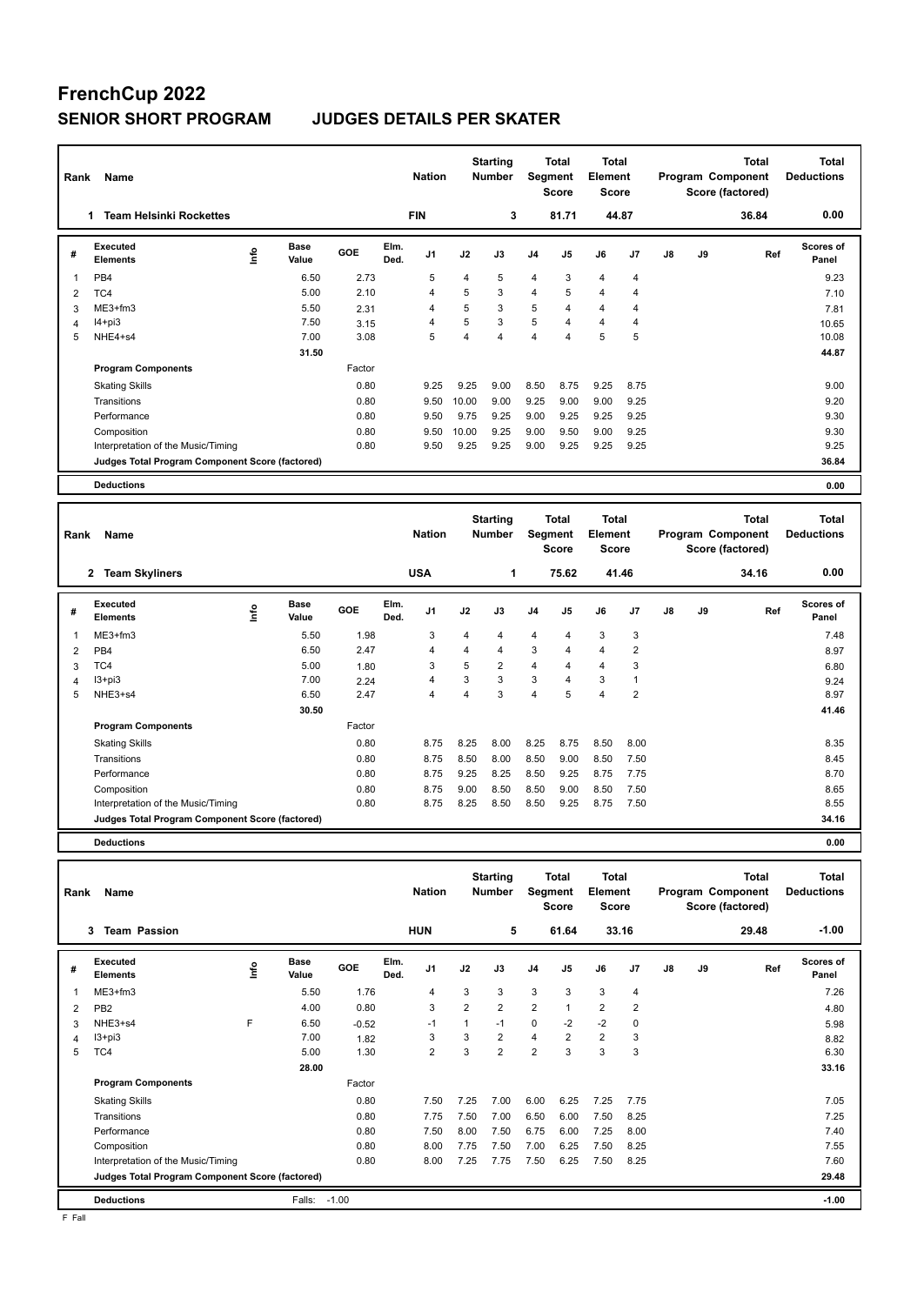# FrenchCup 2022

## SENIOR SHORT PROGRAM — JUDGES DETAILS PER SKATER

| Rank | Name | Nation | Starting Number | Total Segment Score | Total Element Score | Total Program Component Score (factored) | Total Deductions |
|---|---|---|---|---|---|---|---|
| 1 | Team Helsinki Rockettes | FIN | 3 | 81.71 | 44.87 | 36.84 | 0.00 |

| # | Executed Elements | Info | Base Value | GOE | Elm. Ded. | J1 | J2 | J3 | J4 | J5 | J6 | J7 | J8 | J9 | Ref | Scores of Panel |
|---|---|---|---|---|---|---|---|---|---|---|---|---|---|---|---|---|
| 1 | PB4 | | 6.50 | 2.73 | | 5 | 4 | 5 | 4 | 3 | 4 | 4 | | | | 9.23 |
| 2 | TC4 | | 5.00 | 2.10 | | 4 | 5 | 3 | 4 | 5 | 4 | 4 | | | | 7.10 |
| 3 | ME3+fm3 | | 5.50 | 2.31 | | 4 | 5 | 3 | 5 | 4 | 4 | 4 | | | | 7.81 |
| 4 | I4+pi3 | | 7.50 | 3.15 | | 4 | 5 | 3 | 5 | 4 | 4 | 4 | | | | 10.65 |
| 5 | NHE4+s4 | | 7.00 | 3.08 | | 5 | 4 | 4 | 4 | 4 | 5 | 5 | | | | 10.08 |
| | | | 31.50 | | | | | | | | | | | | | 44.87 |

| Program Components | Factor | J1 | J2 | J3 | J4 | J5 | J6 | J7 | J8 | J9 | Scores of Panel |
|---|---|---|---|---|---|---|---|---|---|---|---|
| Skating Skills | 0.80 | 9.25 | 9.25 | 9.00 | 8.50 | 8.75 | 9.25 | 8.75 | | | 9.00 |
| Transitions | 0.80 | 9.50 | 10.00 | 9.00 | 9.25 | 9.00 | 9.00 | 9.25 | | | 9.20 |
| Performance | 0.80 | 9.50 | 9.75 | 9.25 | 9.00 | 9.25 | 9.25 | 9.25 | | | 9.30 |
| Composition | 0.80 | 9.50 | 10.00 | 9.25 | 9.00 | 9.50 | 9.00 | 9.25 | | | 9.30 |
| Interpretation of the Music/Timing | 0.80 | 9.50 | 9.25 | 9.25 | 9.00 | 9.25 | 9.25 | 9.25 | | | 9.25 |
| Judges Total Program Component Score (factored) | | | | | | | | | | | 36.84 |

**Deductions** 0.00

| Rank | Name | Nation | Starting Number | Total Segment Score | Total Element Score | Total Program Component Score (factored) | Total Deductions |
|---|---|---|---|---|---|---|---|
| 2 | Team Skyliners | USA | 1 | 75.62 | 41.46 | 34.16 | 0.00 |

| # | Executed Elements | Info | Base Value | GOE | Elm. Ded. | J1 | J2 | J3 | J4 | J5 | J6 | J7 | J8 | J9 | Ref | Scores of Panel |
|---|---|---|---|---|---|---|---|---|---|---|---|---|---|---|---|---|
| 1 | ME3+fm3 | | 5.50 | 1.98 | | 3 | 4 | 4 | 4 | 4 | 3 | 3 | | | | 7.48 |
| 2 | PB4 | | 6.50 | 2.47 | | 4 | 4 | 4 | 3 | 4 | 4 | 2 | | | | 8.97 |
| 3 | TC4 | | 5.00 | 1.80 | | 3 | 5 | 2 | 4 | 4 | 4 | 3 | | | | 6.80 |
| 4 | I3+pi3 | | 7.00 | 2.24 | | 4 | 3 | 3 | 3 | 4 | 3 | 1 | | | | 9.24 |
| 5 | NHE3+s4 | | 6.50 | 2.47 | | 4 | 4 | 3 | 4 | 5 | 4 | 2 | | | | 8.97 |
| | | | 30.50 | | | | | | | | | | | | | 41.46 |

| Program Components | Factor | J1 | J2 | J3 | J4 | J5 | J6 | J7 | J8 | J9 | Scores of Panel |
|---|---|---|---|---|---|---|---|---|---|---|---|
| Skating Skills | 0.80 | 8.75 | 8.25 | 8.00 | 8.25 | 8.75 | 8.50 | 8.00 | | | 8.35 |
| Transitions | 0.80 | 8.75 | 8.50 | 8.00 | 8.50 | 9.00 | 8.50 | 7.50 | | | 8.45 |
| Performance | 0.80 | 8.75 | 9.25 | 8.25 | 8.50 | 9.25 | 8.75 | 7.75 | | | 8.70 |
| Composition | 0.80 | 8.75 | 9.00 | 8.50 | 8.50 | 9.00 | 8.50 | 7.50 | | | 8.65 |
| Interpretation of the Music/Timing | 0.80 | 8.75 | 8.25 | 8.50 | 8.50 | 9.25 | 8.75 | 7.50 | | | 8.55 |
| Judges Total Program Component Score (factored) | | | | | | | | | | | 34.16 |

**Deductions** 0.00

| Rank | Name | Nation | Starting Number | Total Segment Score | Total Element Score | Total Program Component Score (factored) | Total Deductions |
|---|---|---|---|---|---|---|---|
| 3 | Team Passion | HUN | 5 | 61.64 | 33.16 | 29.48 | -1.00 |

| # | Executed Elements | Info | Base Value | GOE | Elm. Ded. | J1 | J2 | J3 | J4 | J5 | J6 | J7 | J8 | J9 | Ref | Scores of Panel |
|---|---|---|---|---|---|---|---|---|---|---|---|---|---|---|---|---|
| 1 | ME3+fm3 | | 5.50 | 1.76 | | 4 | 3 | 3 | 3 | 3 | 3 | 4 | | | | 7.26 |
| 2 | PB2 | | 4.00 | 0.80 | | 3 | 2 | 2 | 2 | 1 | 2 | 2 | | | | 4.80 |
| 3 | NHE3+s4 | F | 6.50 | -0.52 | | -1 | 1 | -1 | 0 | -2 | -2 | 0 | | | | 5.98 |
| 4 | I3+pi3 | | 7.00 | 1.82 | | 3 | 3 | 2 | 4 | 2 | 2 | 3 | | | | 8.82 |
| 5 | TC4 | | 5.00 | 1.30 | | 2 | 3 | 2 | 2 | 3 | 3 | 3 | | | | 6.30 |
| | | | 28.00 | | | | | | | | | | | | | 33.16 |

| Program Components | Factor | J1 | J2 | J3 | J4 | J5 | J6 | J7 | J8 | J9 | Scores of Panel |
|---|---|---|---|---|---|---|---|---|---|---|---|
| Skating Skills | 0.80 | 7.50 | 7.25 | 7.00 | 6.00 | 6.25 | 7.25 | 7.75 | | | 7.05 |
| Transitions | 0.80 | 7.75 | 7.50 | 7.00 | 6.50 | 6.00 | 7.50 | 8.25 | | | 7.25 |
| Performance | 0.80 | 7.50 | 8.00 | 7.50 | 6.75 | 6.00 | 7.25 | 8.00 | | | 7.40 |
| Composition | 0.80 | 8.00 | 7.75 | 7.50 | 7.00 | 6.25 | 7.50 | 8.25 | | | 7.55 |
| Interpretation of the Music/Timing | 0.80 | 8.00 | 7.25 | 7.75 | 7.50 | 6.25 | 7.50 | 8.25 | | | 7.60 |
| Judges Total Program Component Score (factored) | | | | | | | | | | | 29.48 |

**Deductions** Falls: -1.00 — -1.00

F Fall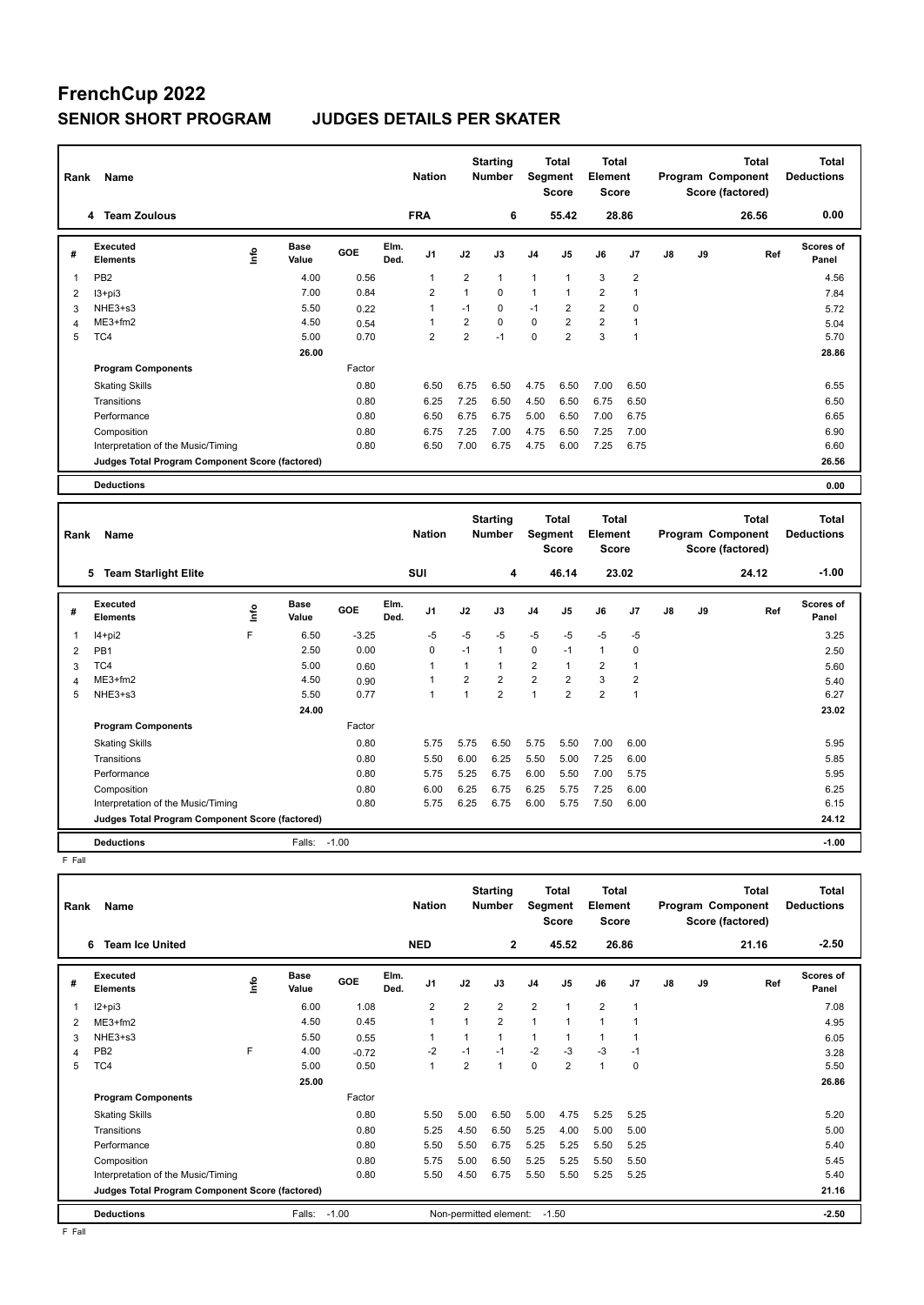# FrenchCup 2022

## SENIOR SHORT PROGRAM JUDGES DETAILS PER SKATER

| Rank | Name | Nation | Starting Number | Total Segment Score | Total Element Score | Total Program Component Score (factored) | Total Deductions |
|---|---|---|---|---|---|---|---|
| 4 | Team Zoulous | FRA | 6 | 55.42 | 28.86 | 26.56 | 0.00 |

| # | Executed Elements | Info | Base Value | GOE | Elm. Ded. | J1 | J2 | J3 | J4 | J5 | J6 | J7 | J8 | J9 | Ref | Scores of Panel |
|---|---|---|---|---|---|---|---|---|---|---|---|---|---|---|---|---|
| 1 | PB2 | | 4.00 | 0.56 | | 1 | 2 | 1 | 1 | 1 | 3 | 2 | | | | 4.56 |
| 2 | I3+pi3 | | 7.00 | 0.84 | | 2 | 1 | 0 | 1 | 1 | 2 | 1 | | | | 7.84 |
| 3 | NHE3+s3 | | 5.50 | 0.22 | | 1 | -1 | 0 | -1 | 2 | 2 | 0 | | | | 5.72 |
| 4 | ME3+fm2 | | 4.50 | 0.54 | | 1 | 2 | 2 | 0 | 2 | 2 | 1 | | | | 5.04 |
| 5 | TC4 | | 5.00 | 0.70 | | 2 | 2 | -1 | 0 | 2 | 3 | 1 | | | | 5.70 |
| | | | 26.00 | | | | | | | | | | | | | 28.86 |
| | **Program Components** | | | Factor | | | | | | | | | | | | |
| | Skating Skills | | | 0.80 | | 6.50 | 6.75 | 6.50 | 4.75 | 6.50 | 7.00 | 6.50 | | | | 6.55 |
| | Transitions | | | 0.80 | | 6.25 | 7.25 | 6.50 | 4.50 | 6.50 | 6.75 | 6.50 | | | | 6.50 |
| | Performance | | | 0.80 | | 6.50 | 6.75 | 6.75 | 5.00 | 6.50 | 7.00 | 6.75 | | | | 6.65 |
| | Composition | | | 0.80 | | 6.75 | 7.25 | 7.00 | 4.75 | 6.50 | 7.25 | 7.00 | | | | 6.90 |
| | Interpretation of the Music/Timing | | | 0.80 | | 6.50 | 7.00 | 6.75 | 4.75 | 6.00 | 7.25 | 6.75 | | | | 6.60 |
| | **Judges Total Program Component Score (factored)** | | | | | | | | | | | | | | | 26.56 |
| | **Deductions** | | | | | | | | | | | | | | | 0.00 |

| Rank | Name | Nation | Starting Number | Total Segment Score | Total Element Score | Total Program Component Score (factored) | Total Deductions |
|---|---|---|---|---|---|---|---|
| 5 | Team Starlight Elite | SUI | 4 | 46.14 | 23.02 | 24.12 | -1.00 |

| # | Executed Elements | Info | Base Value | GOE | Elm. Ded. | J1 | J2 | J3 | J4 | J5 | J6 | J7 | J8 | J9 | Ref | Scores of Panel |
|---|---|---|---|---|---|---|---|---|---|---|---|---|---|---|---|---|
| 1 | I4+pi2 | F | 6.50 | -3.25 | | -5 | -5 | -5 | -5 | -5 | -5 | -5 | | | | 3.25 |
| 2 | PB1 | | 2.50 | 0.00 | | 0 | -1 | 1 | 0 | -1 | 1 | 0 | | | | 2.50 |
| 3 | TC4 | | 5.00 | 0.60 | | 1 | 1 | 1 | 2 | 1 | 2 | 1 | | | | 5.60 |
| 4 | ME3+fm2 | | 4.50 | 0.90 | | 1 | 2 | 2 | 2 | 2 | 3 | 2 | | | | 5.40 |
| 5 | NHE3+s3 | | 5.50 | 0.77 | | 1 | 1 | 2 | 1 | 2 | 2 | 1 | | | | 6.27 |
| | | | 24.00 | | | | | | | | | | | | | 23.02 |
| | **Program Components** | | | Factor | | | | | | | | | | | | |
| | Skating Skills | | | 0.80 | | 5.75 | 5.75 | 6.50 | 5.75 | 5.50 | 7.00 | 6.00 | | | | 5.95 |
| | Transitions | | | 0.80 | | 5.50 | 6.00 | 6.25 | 5.50 | 5.00 | 7.25 | 6.00 | | | | 5.85 |
| | Performance | | | 0.80 | | 5.75 | 5.25 | 6.75 | 6.00 | 5.50 | 7.00 | 5.75 | | | | 5.95 |
| | Composition | | | 0.80 | | 6.00 | 6.25 | 6.75 | 6.25 | 5.75 | 7.25 | 6.00 | | | | 6.25 |
| | Interpretation of the Music/Timing | | | 0.80 | | 5.75 | 6.25 | 6.75 | 6.00 | 5.75 | 7.50 | 6.00 | | | | 6.15 |
| | **Judges Total Program Component Score (factored)** | | | | | | | | | | | | | | | 24.12 |
| | **Deductions** | | Falls: -1.00 | | | | | | | | | | | | | -1.00 |

F Fall

| Rank | Name | Nation | Starting Number | Total Segment Score | Total Element Score | Total Program Component Score (factored) | Total Deductions |
|---|---|---|---|---|---|---|---|
| 6 | Team Ice United | NED | 2 | 45.52 | 26.86 | 21.16 | -2.50 |

| # | Executed Elements | Info | Base Value | GOE | Elm. Ded. | J1 | J2 | J3 | J4 | J5 | J6 | J7 | J8 | J9 | Ref | Scores of Panel |
|---|---|---|---|---|---|---|---|---|---|---|---|---|---|---|---|---|
| 1 | I2+pi3 | | 6.00 | 1.08 | | 2 | 2 | 2 | 2 | 1 | 2 | 1 | | | | 7.08 |
| 2 | ME3+fm2 | | 4.50 | 0.45 | | 1 | 1 | 2 | 1 | 1 | 1 | 1 | | | | 4.95 |
| 3 | NHE3+s3 | | 5.50 | 0.55 | | 1 | 1 | 1 | 1 | 1 | 1 | 1 | | | | 6.05 |
| 4 | PB2 | F | 4.00 | -0.72 | | -2 | -1 | -1 | -2 | -3 | -3 | -1 | | | | 3.28 |
| 5 | TC4 | | 5.00 | 0.50 | | 1 | 2 | 1 | 0 | 2 | 1 | 0 | | | | 5.50 |
| | | | 25.00 | | | | | | | | | | | | | 26.86 |
| | **Program Components** | | | Factor | | | | | | | | | | | | |
| | Skating Skills | | | 0.80 | | 5.50 | 5.00 | 6.50 | 5.00 | 4.75 | 5.25 | 5.25 | | | | 5.20 |
| | Transitions | | | 0.80 | | 5.25 | 4.50 | 6.50 | 5.25 | 4.00 | 5.00 | 5.00 | | | | 5.00 |
| | Performance | | | 0.80 | | 5.50 | 5.50 | 6.75 | 5.25 | 5.25 | 5.50 | 5.25 | | | | 5.40 |
| | Composition | | | 0.80 | | 5.75 | 5.00 | 6.50 | 5.25 | 5.25 | 5.50 | 5.50 | | | | 5.45 |
| | Interpretation of the Music/Timing | | | 0.80 | | 5.50 | 4.50 | 6.75 | 5.50 | 5.50 | 5.25 | 5.25 | | | | 5.40 |
| | **Judges Total Program Component Score (factored)** | | | | | | | | | | | | | | | 21.16 |
| | **Deductions** | | Falls: -1.00 | | | Non-permitted element: -1.50 | | | | | | | | | | -2.50 |

F Fall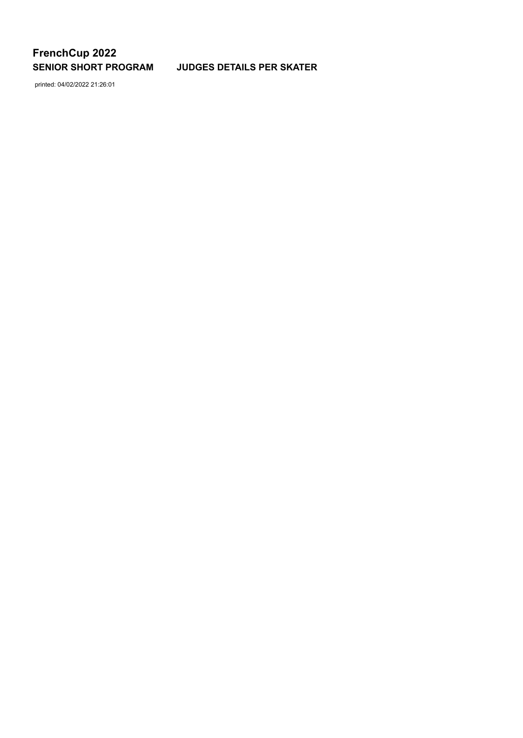# FrenchCup 2022

**SENIOR SHORT PROGRAM JUDGES DETAILS PER SKATER**

printed: 04/02/2022 21:26:01